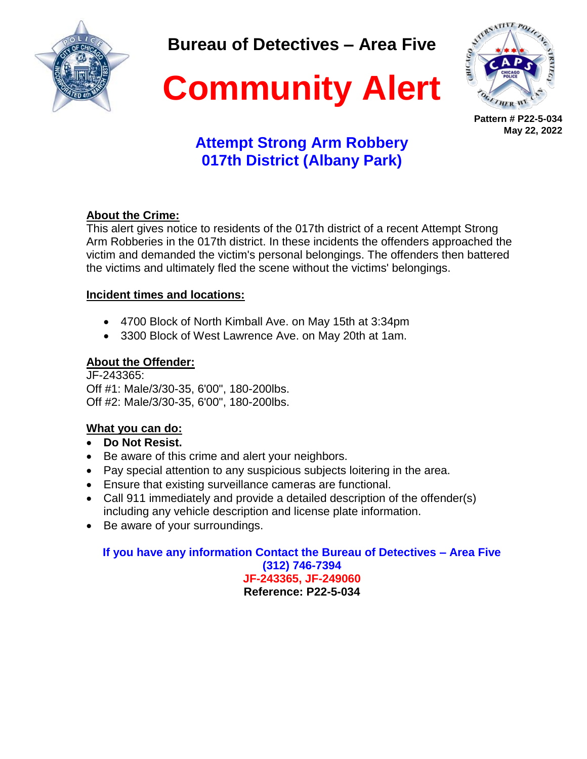# Bureau of Detectives – Area Five

# Community Alert

**Pattern # P22-5-034**
**May 22, 2022**

## Attempt Strong Arm Robbery
## 017th District (Albany Park)

**About the Crime:**
This alert gives notice to residents of the 017th district of a recent Attempt Strong Arm Robberies in the 017th district. In these incidents the offenders approached the victim and demanded the victim's personal belongings. The offenders then battered the victims and ultimately fled the scene without the victims' belongings.

**Incident times and locations:**

- 4700 Block of North Kimball Ave. on May 15th at 3:34pm
- 3300 Block of West Lawrence Ave. on May 20th at 1am.

**About the Offender:**
JF-243365:
Off #1: Male/3/30-35, 6'00", 180-200lbs.
Off #2: Male/3/30-35, 6'00", 180-200lbs.

**What you can do:**

- **Do Not Resist.**
- Be aware of this crime and alert your neighbors.
- Pay special attention to any suspicious subjects loitering in the area.
- Ensure that existing surveillance cameras are functional.
- Call 911 immediately and provide a detailed description of the offender(s) including any vehicle description and license plate information.
- Be aware of your surroundings.

**If you have any information Contact the Bureau of Detectives – Area Five**
**(312) 746-7394**
**JF-243365, JF-249060**
**Reference: P22-5-034**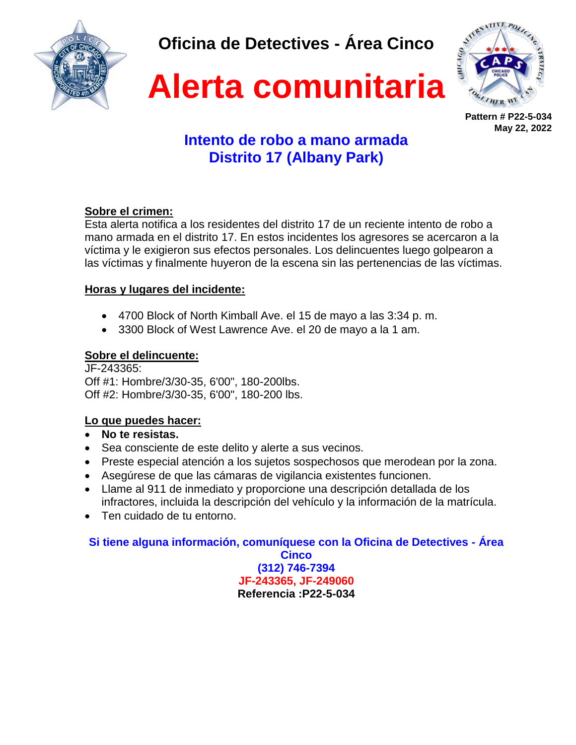# Oficina de Detectives - Área Cinco

# Alerta comunitaria

**Pattern # P22-5-034**
**May 22, 2022**

## Intento de robo a mano armada
## Distrito 17 (Albany Park)

**Sobre el crimen:**
Esta alerta notifica a los residentes del distrito 17 de un reciente intento de robo a mano armada en el distrito 17. En estos incidentes los agresores se acercaron a la víctima y le exigieron sus efectos personales. Los delincuentes luego golpearon a las víctimas y finalmente huyeron de la escena sin las pertenencias de las víctimas.

**Horas y lugares del incidente:**

- 4700 Block of North Kimball Ave. el 15 de mayo a las 3:34 p. m.
- 3300 Block of West Lawrence Ave. el 20 de mayo a la 1 am.

**Sobre el delincuente:**
JF-243365:
Off #1: Hombre/3/30-35, 6'00", 180-200lbs.
Off #2: Hombre/3/30-35, 6'00", 180-200 lbs.

**Lo que puedes hacer:**

- **No te resistas.**
- Sea consciente de este delito y alerte a sus vecinos.
- Preste especial atención a los sujetos sospechosos que merodean por la zona.
- Asegúrese de que las cámaras de vigilancia existentes funcionen.
- Llame al 911 de inmediato y proporcione una descripción detallada de los infractores, incluida la descripción del vehículo y la información de la matrícula.
- Ten cuidado de tu entorno.

**Si tiene alguna información, comuníquese con la Oficina de Detectives - Área Cinco**
**(312) 746-7394**
**JF-243365, JF-249060**
**Referencia :P22-5-034**